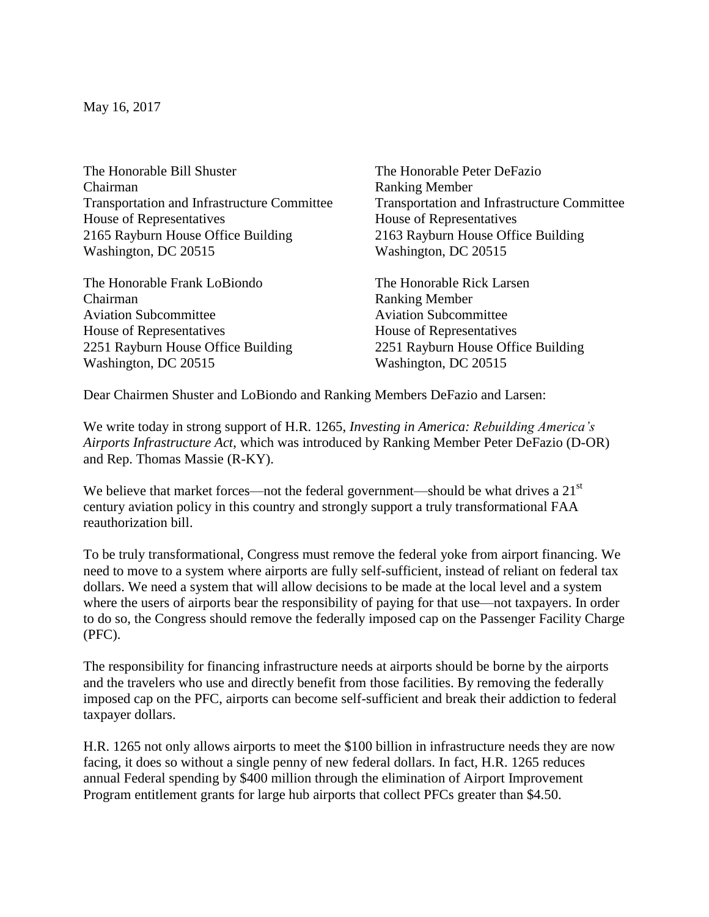May 16, 2017

The Honorable Bill Shuster
Chairman
Transportation and Infrastructure Committee
House of Representatives
2165 Rayburn House Office Building
Washington, DC 20515

The Honorable Peter DeFazio
Ranking Member
Transportation and Infrastructure Committee
House of Representatives
2163 Rayburn House Office Building
Washington, DC 20515

The Honorable Frank LoBiondo
Chairman
Aviation Subcommittee
House of Representatives
2251 Rayburn House Office Building
Washington, DC 20515

The Honorable Rick Larsen
Ranking Member
Aviation Subcommittee
House of Representatives
2251 Rayburn House Office Building
Washington, DC 20515

Dear Chairmen Shuster and LoBiondo and Ranking Members DeFazio and Larsen:

We write today in strong support of H.R. 1265, *Investing in America: Rebuilding America's Airports Infrastructure Act*, which was introduced by Ranking Member Peter DeFazio (D-OR) and Rep. Thomas Massie (R-KY).

We believe that market forces—not the federal government—should be what drives a 21st century aviation policy in this country and strongly support a truly transformational FAA reauthorization bill.

To be truly transformational, Congress must remove the federal yoke from airport financing. We need to move to a system where airports are fully self-sufficient, instead of reliant on federal tax dollars. We need a system that will allow decisions to be made at the local level and a system where the users of airports bear the responsibility of paying for that use—not taxpayers. In order to do so, the Congress should remove the federally imposed cap on the Passenger Facility Charge (PFC).

The responsibility for financing infrastructure needs at airports should be borne by the airports and the travelers who use and directly benefit from those facilities. By removing the federally imposed cap on the PFC, airports can become self-sufficient and break their addiction to federal taxpayer dollars.

H.R. 1265 not only allows airports to meet the $100 billion in infrastructure needs they are now facing, it does so without a single penny of new federal dollars. In fact, H.R. 1265 reduces annual Federal spending by $400 million through the elimination of Airport Improvement Program entitlement grants for large hub airports that collect PFCs greater than $4.50.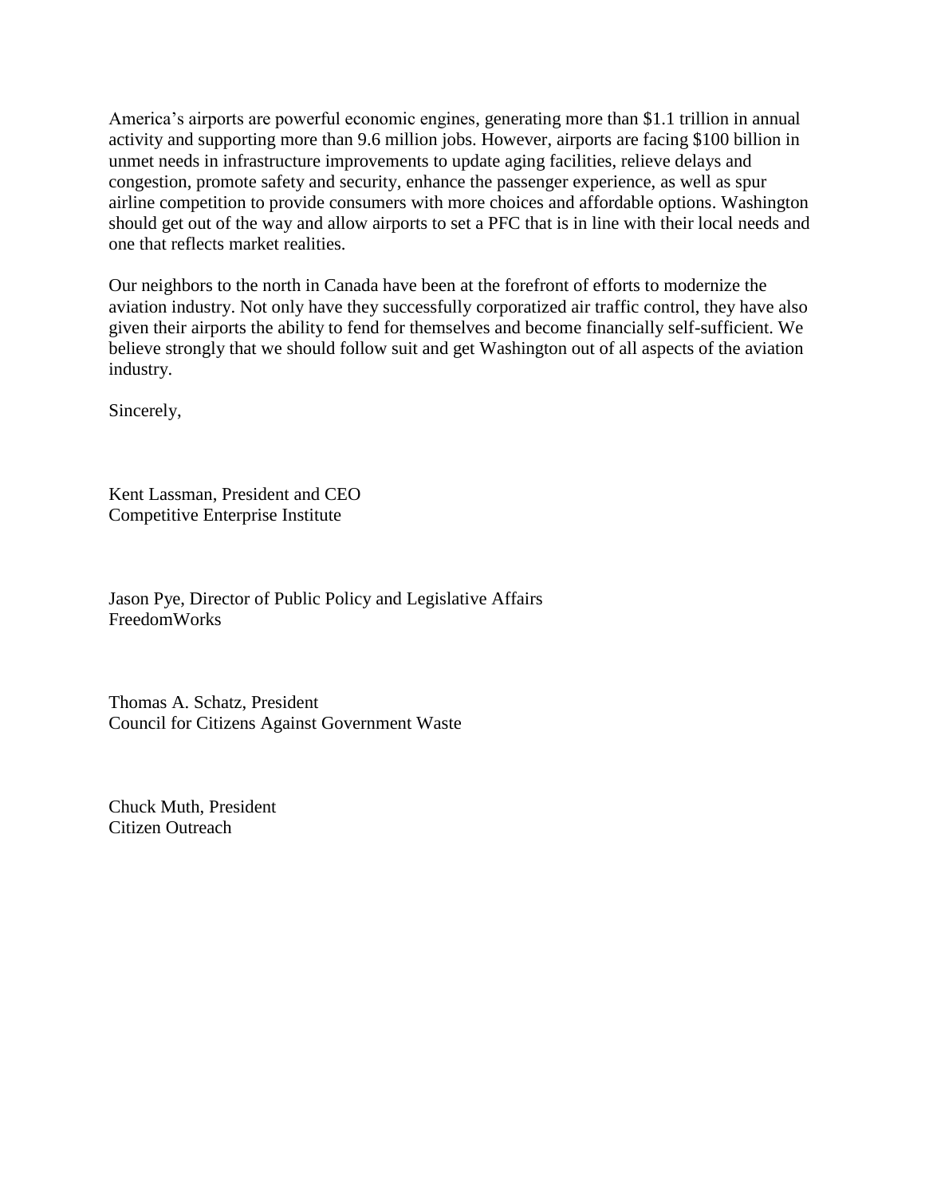America's airports are powerful economic engines, generating more than $1.1 trillion in annual activity and supporting more than 9.6 million jobs. However, airports are facing $100 billion in unmet needs in infrastructure improvements to update aging facilities, relieve delays and congestion, promote safety and security, enhance the passenger experience, as well as spur airline competition to provide consumers with more choices and affordable options. Washington should get out of the way and allow airports to set a PFC that is in line with their local needs and one that reflects market realities.

Our neighbors to the north in Canada have been at the forefront of efforts to modernize the aviation industry. Not only have they successfully corporatized air traffic control, they have also given their airports the ability to fend for themselves and become financially self-sufficient. We believe strongly that we should follow suit and get Washington out of all aspects of the aviation industry.

Sincerely,

Kent Lassman, President and CEO
Competitive Enterprise Institute

Jason Pye, Director of Public Policy and Legislative Affairs
FreedomWorks

Thomas A. Schatz, President
Council for Citizens Against Government Waste

Chuck Muth, President
Citizen Outreach